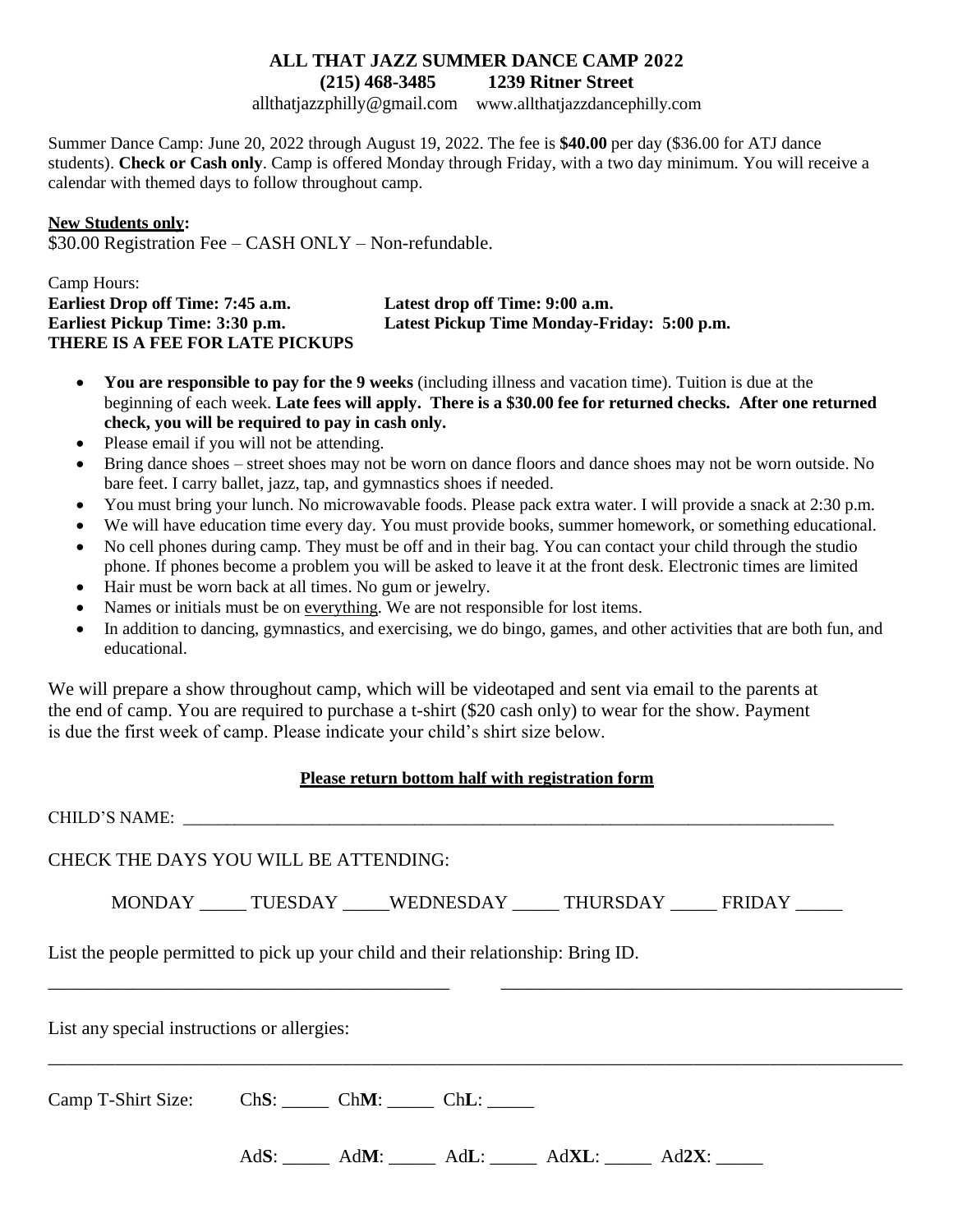# ALL THAT JAZZ SUMMER DANCE CAMP 2022

**(215) 468-3485 1239 Ritner Street**

allthatjazzphilly@gmail.com www.allthatjazzdancephilly.com

Summer Dance Camp: June 20, 2022 through August 19, 2022. The fee is **$40.00** per day ($36.00 for ATJ dance students). **Check or Cash only**. Camp is offered Monday through Friday, with a two day minimum. You will receive a calendar with themed days to follow throughout camp.

**New Students only:**
$30.00 Registration Fee – CASH ONLY – Non-refundable.

Camp Hours:
**Earliest Drop off Time: 7:45 a.m.** **Latest drop off Time: 9:00 a.m.**
**Earliest Pickup Time: 3:30 p.m.** **Latest Pickup Time Monday-Friday: 5:00 p.m.**
**THERE IS A FEE FOR LATE PICKUPS**

- **You are responsible to pay for the 9 weeks** (including illness and vacation time). Tuition is due at the beginning of each week. **Late fees will apply. There is a $30.00 fee for returned checks. After one returned check, you will be required to pay in cash only.**
- Please email if you will not be attending.
- Bring dance shoes – street shoes may not be worn on dance floors and dance shoes may not be worn outside. No bare feet. I carry ballet, jazz, tap, and gymnastics shoes if needed.
- You must bring your lunch. No microwavable foods. Please pack extra water. I will provide a snack at 2:30 p.m.
- We will have education time every day. You must provide books, summer homework, or something educational.
- No cell phones during camp. They must be off and in their bag. You can contact your child through the studio phone. If phones become a problem you will be asked to leave it at the front desk. Electronic times are limited
- Hair must be worn back at all times. No gum or jewelry.
- Names or initials must be on everything. We are not responsible for lost items.
- In addition to dancing, gymnastics, and exercising, we do bingo, games, and other activities that are both fun, and educational.

We will prepare a show throughout camp, which will be videotaped and sent via email to the parents at the end of camp. You are required to purchase a t-shirt ($20 cash only) to wear for the show. Payment is due the first week of camp. Please indicate your child's shirt size below.

**Please return bottom half with registration form**

CHILD'S NAME: ______________________________________________

CHECK THE DAYS YOU WILL BE ATTENDING:

MONDAY _____ TUESDAY _____ WEDNESDAY _____ THURSDAY _____ FRIDAY _____

List the people permitted to pick up your child and their relationship: Bring ID.

______________________________ ______________________________

List any special instructions or allergies:

______________________________________________________________

Camp T-Shirt Size: Ch**S**: _____ Ch**M**: _____ Ch**L**: _____

Ad**S**: _____ Ad**M**: _____ Ad**L**: _____ Ad**XL**: _____ Ad**2X**: _____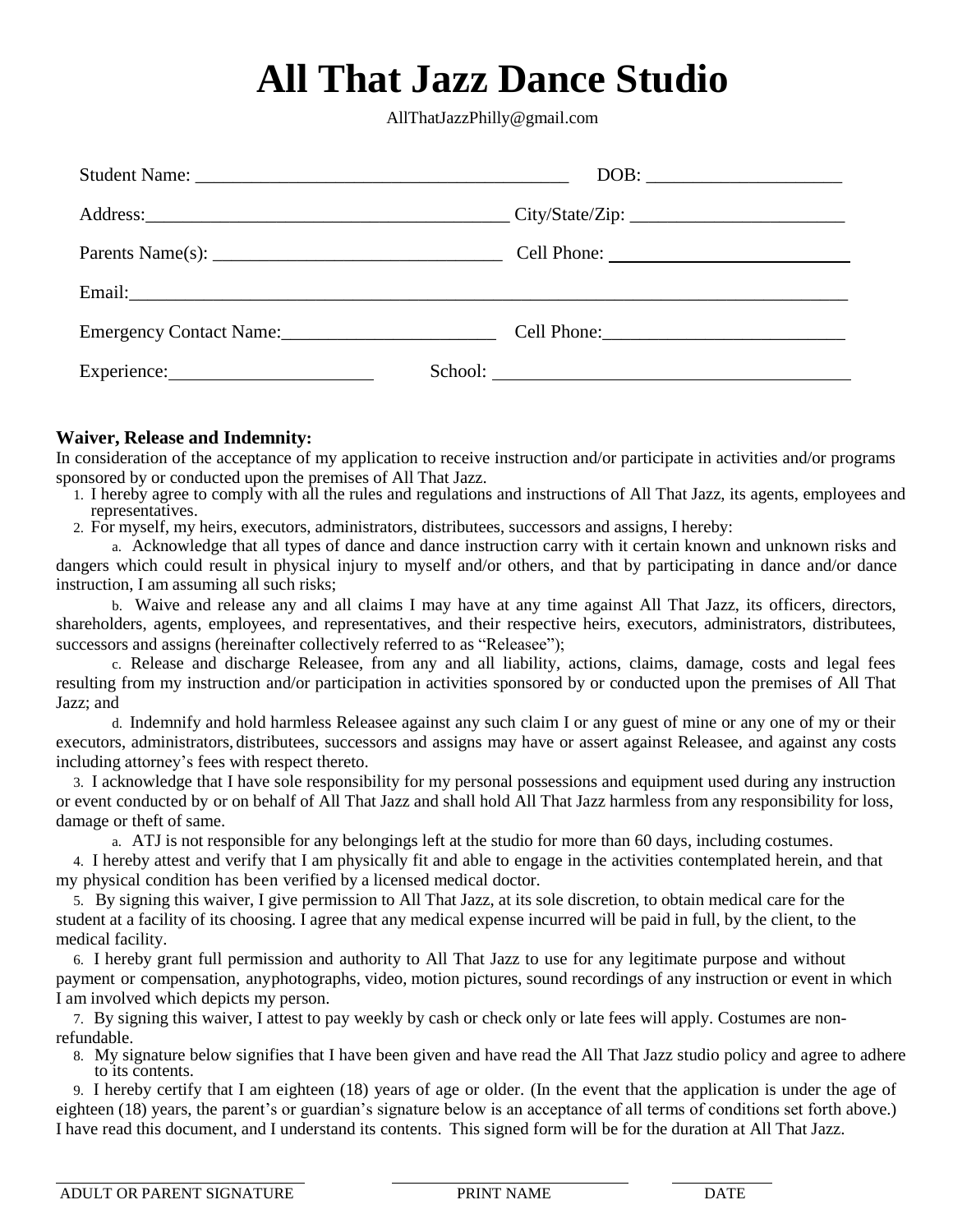# All That Jazz Dance Studio

AllThatJazzPhilly@gmail.com

Student Name: ________________________________________ DOB: ____________________

Address: ________________________________________ City/State/Zip: _______________________

Parents Name(s): _______________________________ Cell Phone: __________________________

Email: ________________________________________________________________________________

Emergency Contact Name: _______________________ Cell Phone: __________________________

Experience: _____________________ School: ______________________________________

**Waiver, Release and Indemnity:**

In consideration of the acceptance of my application to receive instruction and/or participate in activities and/or programs sponsored by or conducted upon the premises of All That Jazz.

1. I hereby agree to comply with all the rules and regulations and instructions of All That Jazz, its agents, employees and representatives.
2. For myself, my heirs, executors, administrators, distributees, successors and assigns, I hereby:
   a. Acknowledge that all types of dance and dance instruction carry with it certain known and unknown risks and dangers which could result in physical injury to myself and/or others, and that by participating in dance and/or dance instruction, I am assuming all such risks;
   b. Waive and release any and all claims I may have at any time against All That Jazz, its officers, directors, shareholders, agents, employees, and representatives, and their respective heirs, executors, administrators, distributees, successors and assigns (hereinafter collectively referred to as "Releasee");
   c. Release and discharge Releasee, from any and all liability, actions, claims, damage, costs and legal fees resulting from my instruction and/or participation in activities sponsored by or conducted upon the premises of All That Jazz; and
   d. Indemnify and hold harmless Releasee against any such claim I or any guest of mine or any one of my or their executors, administrators, distributees, successors and assigns may have or assert against Releasee, and against any costs including attorney's fees with respect thereto.
3. I acknowledge that I have sole responsibility for my personal possessions and equipment used during any instruction or event conducted by or on behalf of All That Jazz and shall hold All That Jazz harmless from any responsibility for loss, damage or theft of same.
   a. ATJ is not responsible for any belongings left at the studio for more than 60 days, including costumes.
4. I hereby attest and verify that I am physically fit and able to engage in the activities contemplated herein, and that my physical condition has been verified by a licensed medical doctor.
5. By signing this waiver, I give permission to All That Jazz, at its sole discretion, to obtain medical care for the student at a facility of its choosing. I agree that any medical expense incurred will be paid in full, by the client, to the medical facility.
6. I hereby grant full permission and authority to All That Jazz to use for any legitimate purpose and without payment or compensation, anyphotographs, video, motion pictures, sound recordings of any instruction or event in which I am involved which depicts my person.
7. By signing this waiver, I attest to pay weekly by cash or check only or late fees will apply. Costumes are non-refundable.
8. My signature below signifies that I have been given and have read the All That Jazz studio policy and agree to adhere to its contents.
9. I hereby certify that I am eighteen (18) years of age or older. (In the event that the application is under the age of eighteen (18) years, the parent's or guardian's signature below is an acceptance of all terms of conditions set forth above.) I have read this document, and I understand its contents. This signed form will be for the duration at All That Jazz.

______________________________ ______________________________ ____________

ADULT OR PARENT SIGNATURE PRINT NAME DATE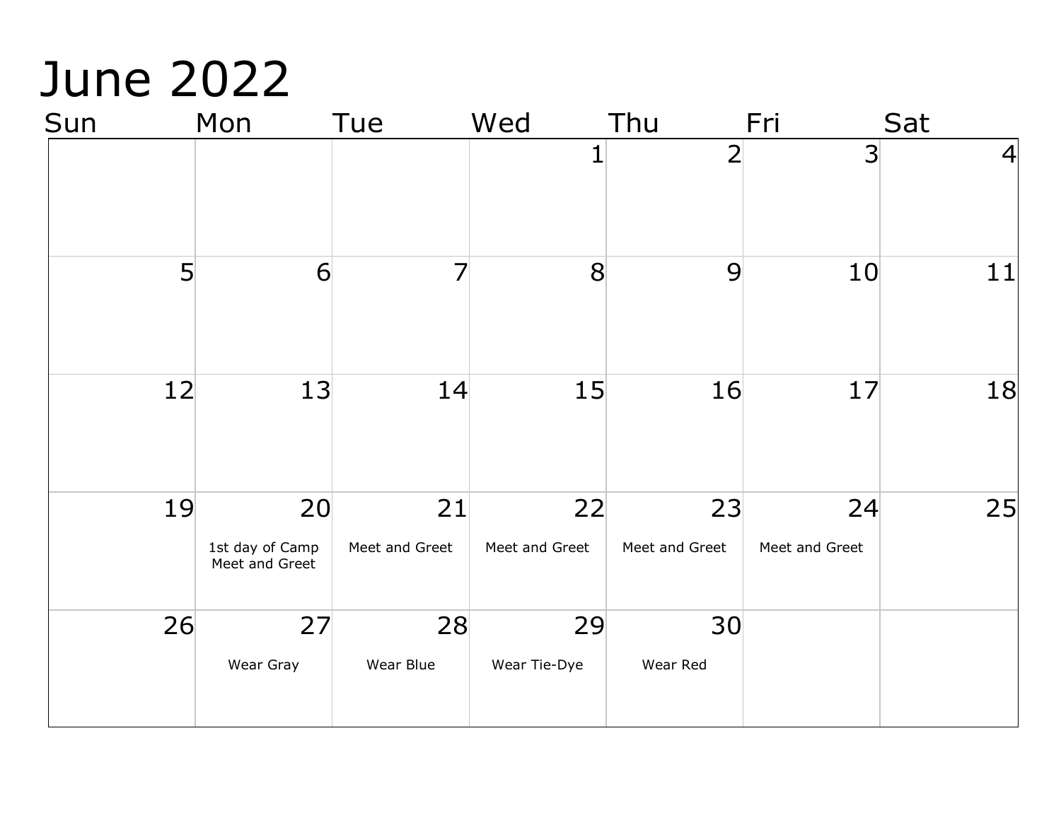# June 2022

| Sun | Mon | Tue | Wed | Thu | Fri | Sat |
|---|---|---|---|---|---|---|
| | | | 1 | 2 | 3 | 4 |
| 5 | 6 | 7 | 8 | 9 | 10 | 11 |
| 12 | 13 | 14 | 15 | 16 | 17 | 18 |
| 19 | 20<br>1st day of Camp<br>Meet and Greet | 21<br>Meet and Greet | 22<br>Meet and Greet | 23<br>Meet and Greet | 24<br>Meet and Greet | 25 |
| 26 | 27<br>Wear Gray | 28<br>Wear Blue | 29<br>Wear Tie-Dye | 30<br>Wear Red | | |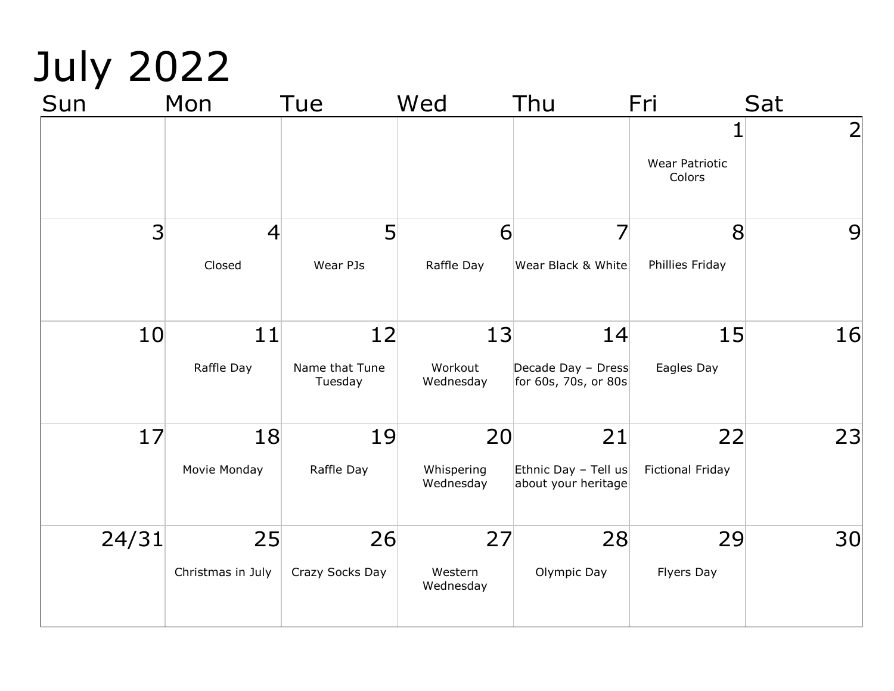# July 2022

| Sun | Mon | Tue | Wed | Thu | Fri | Sat |
|---|---|---|---|---|---|---|
| | | | | | 1<br>Wear Patriotic Colors | 2 |
| 3 | 4<br>Closed | 5<br>Wear PJs | 6<br>Raffle Day | 7<br>Wear Black & White | 8<br>Phillies Friday | 9 |
| 10 | 11<br>Raffle Day | 12<br>Name that Tune Tuesday | 13<br>Workout Wednesday | 14<br>Decade Day – Dress for 60s, 70s, or 80s | 15<br>Eagles Day | 16 |
| 17 | 18<br>Movie Monday | 19<br>Raffle Day | 20<br>Whispering Wednesday | 21<br>Ethnic Day – Tell us about your heritage | 22<br>Fictional Friday | 23 |
| 24/31 | 25<br>Christmas in July | 26<br>Crazy Socks Day | 27<br>Western Wednesday | 28<br>Olympic Day | 29<br>Flyers Day | 30 |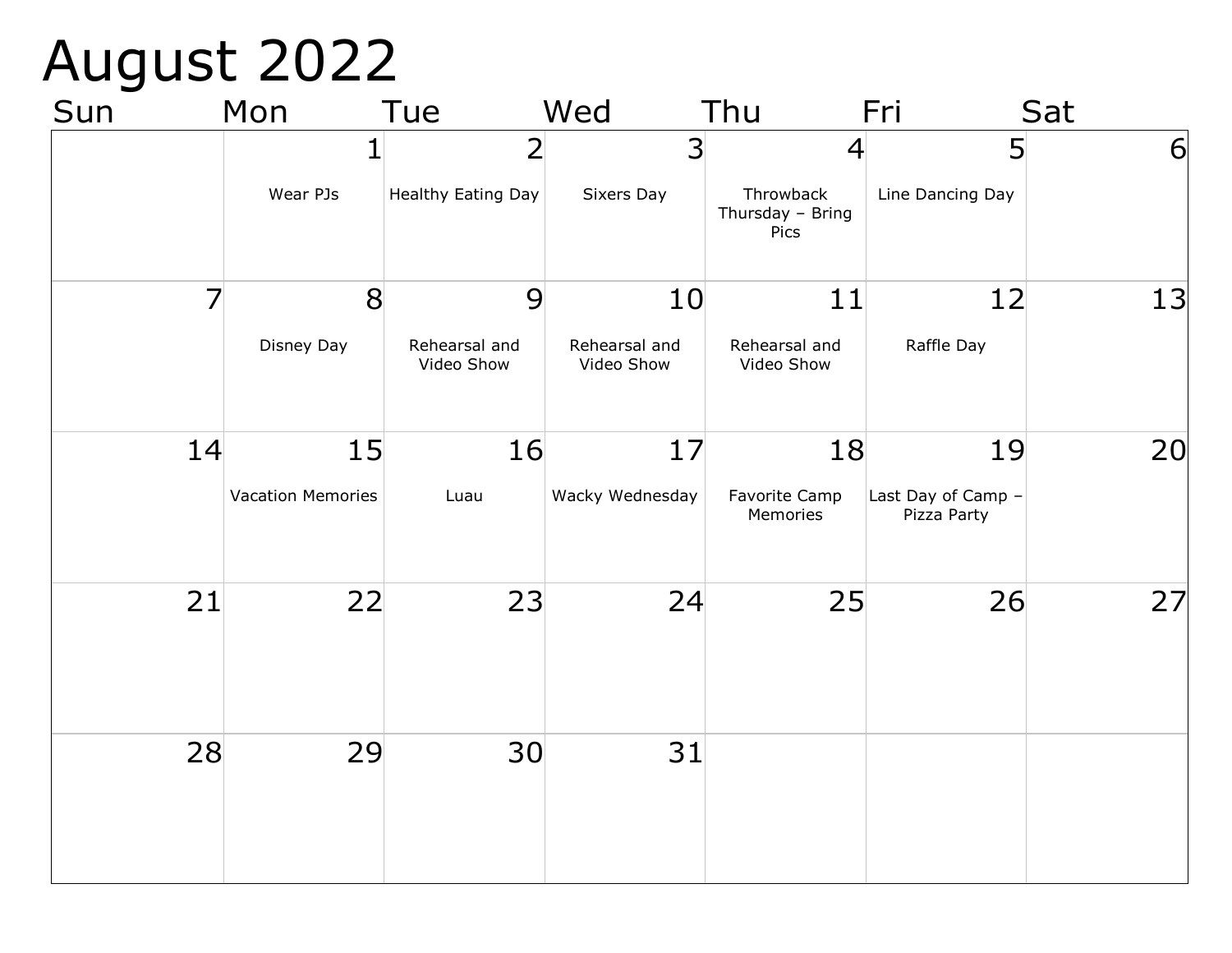# August 2022

| Sun | Mon | Tue | Wed | Thu | Fri | Sat |
|---|---|---|---|---|---|---|
| | 1<br>Wear PJs | 2<br>Healthy Eating Day | 3<br>Sixers Day | 4<br>Throwback Thursday – Bring Pics | 5<br>Line Dancing Day | 6 |
| 7 | 8<br>Disney Day | 9<br>Rehearsal and Video Show | 10<br>Rehearsal and Video Show | 11<br>Rehearsal and Video Show | 12<br>Raffle Day | 13 |
| 14 | 15<br>Vacation Memories | 16<br>Luau | 17<br>Wacky Wednesday | 18<br>Favorite Camp Memories | 19<br>Last Day of Camp – Pizza Party | 20 |
| 21 | 22 | 23 | 24 | 25 | 26 | 27 |
| 28 | 29 | 30 | 31 | | | |